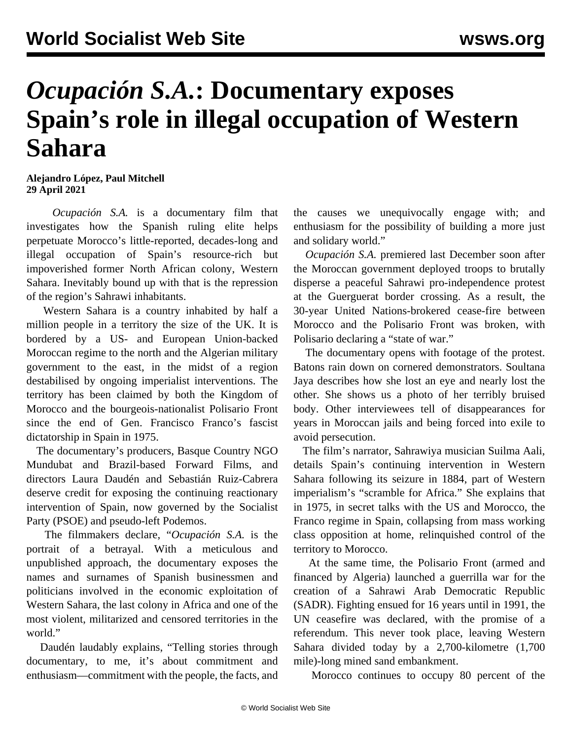# *Ocupación S.A.*: Documentary exposes Spain's role in illegal occupation of Western Sahara

**Alejandro López, Paul Mitchell**
**29 April 2021**

*Ocupación S.A.* is a documentary film that investigates how the Spanish ruling elite helps perpetuate Morocco's little-reported, decades-long and illegal occupation of Spain's resource-rich but impoverished former North African colony, Western Sahara. Inevitably bound up with that is the repression of the region's Sahrawi inhabitants.

Western Sahara is a country inhabited by half a million people in a territory the size of the UK. It is bordered by a US- and European Union-backed Moroccan regime to the north and the Algerian military government to the east, in the midst of a region destabilised by ongoing imperialist interventions. The territory has been claimed by both the Kingdom of Morocco and the bourgeois-nationalist Polisario Front since the end of Gen. Francisco Franco's fascist dictatorship in Spain in 1975.

The documentary's producers, Basque Country NGO Mundubat and Brazil-based Forward Films, and directors Laura Daudén and Sebastián Ruiz-Cabrera deserve credit for exposing the continuing reactionary intervention of Spain, now governed by the Socialist Party (PSOE) and pseudo-left Podemos.

The filmmakers declare, "*Ocupación S.A.* is the portrait of a betrayal. With a meticulous and unpublished approach, the documentary exposes the names and surnames of Spanish businessmen and politicians involved in the economic exploitation of Western Sahara, the last colony in Africa and one of the most violent, militarized and censored territories in the world."

Daudén laudably explains, "Telling stories through documentary, to me, it's about commitment and enthusiasm—commitment with the people, the facts, and the causes we unequivocally engage with; and enthusiasm for the possibility of building a more just and solidary world."

*Ocupación S.A.* premiered last December soon after the Moroccan government deployed troops to brutally disperse a peaceful Sahrawi pro-independence protest at the Guerguerat border crossing. As a result, the 30-year United Nations-brokered cease-fire between Morocco and the Polisario Front was broken, with Polisario declaring a "state of war."

The documentary opens with footage of the protest. Batons rain down on cornered demonstrators. Soultana Jaya describes how she lost an eye and nearly lost the other. She shows us a photo of her terribly bruised body. Other interviewees tell of disappearances for years in Moroccan jails and being forced into exile to avoid persecution.

The film's narrator, Sahrawiya musician Suilma Aali, details Spain's continuing intervention in Western Sahara following its seizure in 1884, part of Western imperialism's "scramble for Africa." She explains that in 1975, in secret talks with the US and Morocco, the Franco regime in Spain, collapsing from mass working class opposition at home, relinquished control of the territory to Morocco.

At the same time, the Polisario Front (armed and financed by Algeria) launched a guerrilla war for the creation of a Sahrawi Arab Democratic Republic (SADR). Fighting ensued for 16 years until in 1991, the UN ceasefire was declared, with the promise of a referendum. This never took place, leaving Western Sahara divided today by a 2,700-kilometre (1,700 mile)-long mined sand embankment.

Morocco continues to occupy 80 percent of the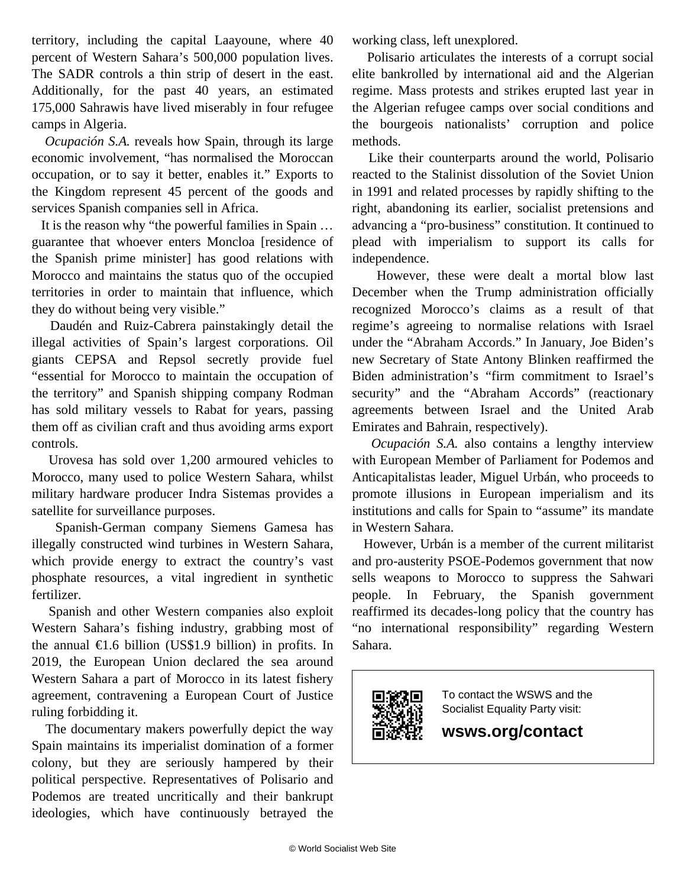territory, including the capital Laayoune, where 40 percent of Western Sahara's 500,000 population lives. The SADR controls a thin strip of desert in the east. Additionally, for the past 40 years, an estimated 175,000 Sahrawis have lived miserably in four refugee camps in Algeria.

*Ocupación S.A.* reveals how Spain, through its large economic involvement, "has normalised the Moroccan occupation, or to say it better, enables it." Exports to the Kingdom represent 45 percent of the goods and services Spanish companies sell in Africa.

It is the reason why "the powerful families in Spain … guarantee that whoever enters Moncloa [residence of the Spanish prime minister] has good relations with Morocco and maintains the status quo of the occupied territories in order to maintain that influence, which they do without being very visible."

Daudén and Ruiz-Cabrera painstakingly detail the illegal activities of Spain's largest corporations. Oil giants CEPSA and Repsol secretly provide fuel "essential for Morocco to maintain the occupation of the territory" and Spanish shipping company Rodman has sold military vessels to Rabat for years, passing them off as civilian craft and thus avoiding arms export controls.

Urovesa has sold over 1,200 armoured vehicles to Morocco, many used to police Western Sahara, whilst military hardware producer Indra Sistemas provides a satellite for surveillance purposes.

Spanish-German company Siemens Gamesa has illegally constructed wind turbines in Western Sahara, which provide energy to extract the country's vast phosphate resources, a vital ingredient in synthetic fertilizer.

Spanish and other Western companies also exploit Western Sahara's fishing industry, grabbing most of the annual €1.6 billion (US$1.9 billion) in profits. In 2019, the European Union declared the sea around Western Sahara a part of Morocco in its latest fishery agreement, contravening a European Court of Justice ruling forbidding it.

The documentary makers powerfully depict the way Spain maintains its imperialist domination of a former colony, but they are seriously hampered by their political perspective. Representatives of Polisario and Podemos are treated uncritically and their bankrupt ideologies, which have continuously betrayed the working class, left unexplored.

Polisario articulates the interests of a corrupt social elite bankrolled by international aid and the Algerian regime. Mass protests and strikes erupted last year in the Algerian refugee camps over social conditions and the bourgeois nationalists' corruption and police methods.

Like their counterparts around the world, Polisario reacted to the Stalinist dissolution of the Soviet Union in 1991 and related processes by rapidly shifting to the right, abandoning its earlier, socialist pretensions and advancing a "pro-business" constitution. It continued to plead with imperialism to support its calls for independence.

However, these were dealt a mortal blow last December when the Trump administration officially recognized Morocco's claims as a result of that regime's agreeing to normalise relations with Israel under the "Abraham Accords." In January, Joe Biden's new Secretary of State Antony Blinken reaffirmed the Biden administration's "firm commitment to Israel's security" and the "Abraham Accords" (reactionary agreements between Israel and the United Arab Emirates and Bahrain, respectively).

*Ocupación S.A.* also contains a lengthy interview with European Member of Parliament for Podemos and Anticapitalistas leader, Miguel Urbán, who proceeds to promote illusions in European imperialism and its institutions and calls for Spain to "assume" its mandate in Western Sahara.

However, Urbán is a member of the current militarist and pro-austerity PSOE-Podemos government that now sells weapons to Morocco to suppress the Sahwari people. In February, the Spanish government reaffirmed its decades-long policy that the country has "no international responsibility" regarding Western Sahara.

To contact the WSWS and the Socialist Equality Party visit:

**wsws.org/contact**